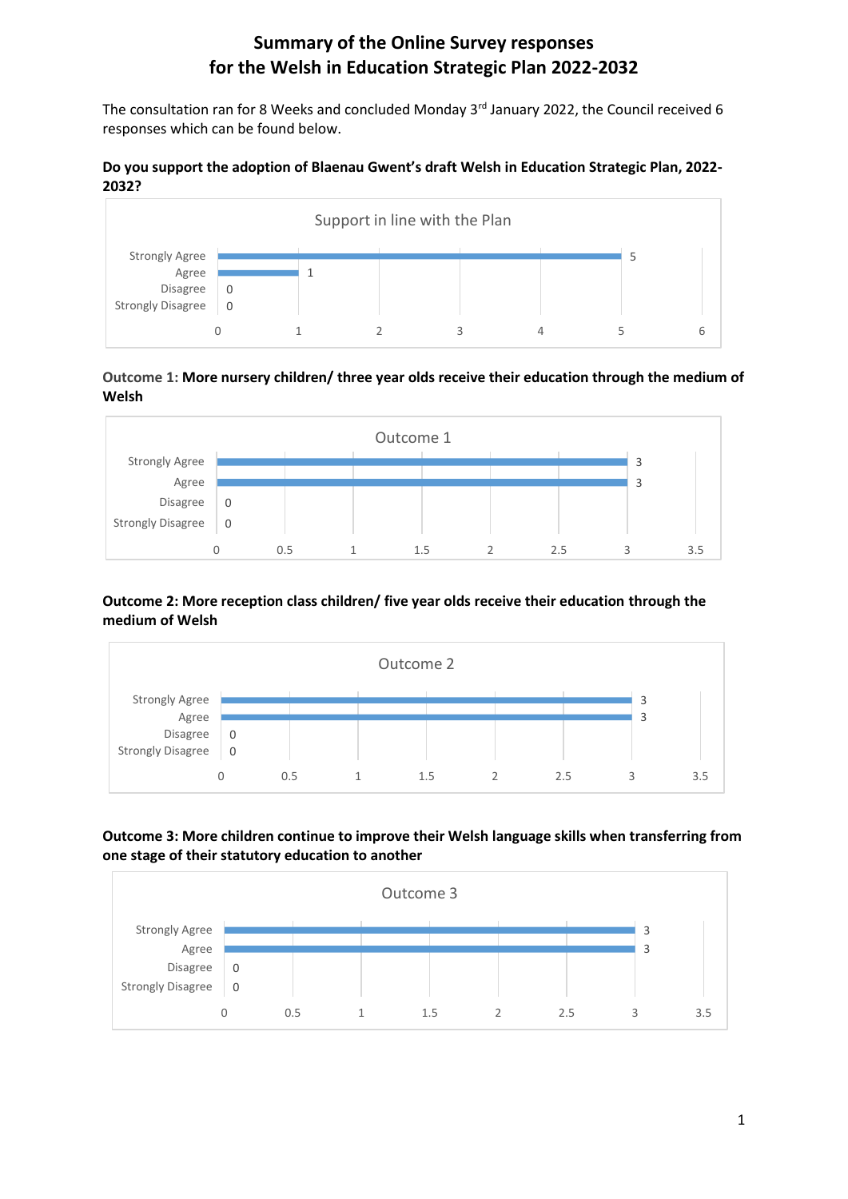# Summary of the Online Survey responses for the Welsh in Education Strategic Plan 2022-2032

The consultation ran for 8 Weeks and concluded Monday 3rd January 2022, the Council received 6 responses which can be found below.

**Do you support the adoption of Blaenau Gwent's draft Welsh in Education Strategic Plan, 2022-2032?**

Support in line with the Plan

| Response | Count |
| --- | --- |
| Strongly Agree | 5 |
| Agree | 1 |
| Disagree | 0 |
| Strongly Disagree | 0 |

**Outcome 1: More nursery children/ three year olds receive their education through the medium of Welsh**

Outcome 1

| Response | Count |
| --- | --- |
| Strongly Agree | 3 |
| Agree | 3 |
| Disagree | 0 |
| Strongly Disagree | 0 |

**Outcome 2: More reception class children/ five year olds receive their education through the medium of Welsh**

Outcome 2

| Response | Count |
| --- | --- |
| Strongly Agree | 3 |
| Agree | 3 |
| Disagree | 0 |
| Strongly Disagree | 0 |

**Outcome 3: More children continue to improve their Welsh language skills when transferring from one stage of their statutory education to another**

Outcome 3

| Response | Count |
| --- | --- |
| Strongly Agree | 3 |
| Agree | 3 |
| Disagree | 0 |
| Strongly Disagree | 0 |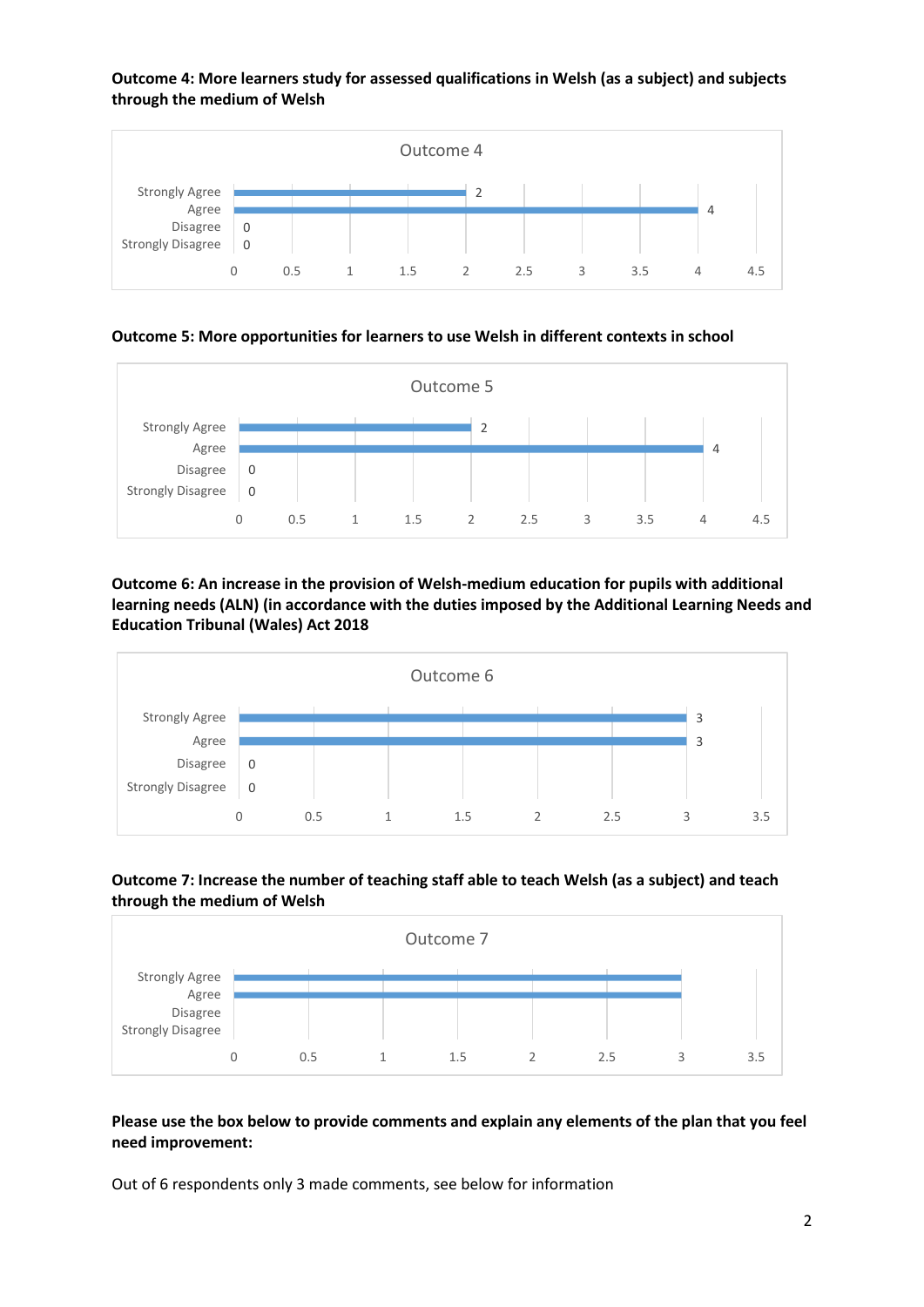**Outcome 4: More learners study for assessed qualifications in Welsh (as a subject) and subjects through the medium of Welsh**

| Outcome 4 | |
|---|---|
| Strongly Agree | 2 |
| Agree | 4 |
| Disagree | 0 |
| Strongly Disagree | 0 |

**Outcome 5: More opportunities for learners to use Welsh in different contexts in school**

| Outcome 5 | |
|---|---|
| Strongly Agree | 2 |
| Agree | 4 |
| Disagree | 0 |
| Strongly Disagree | 0 |

**Outcome 6: An increase in the provision of Welsh-medium education for pupils with additional learning needs (ALN) (in accordance with the duties imposed by the Additional Learning Needs and Education Tribunal (Wales) Act 2018**

| Outcome 6 | |
|---|---|
| Strongly Agree | 3 |
| Agree | 3 |
| Disagree | 0 |
| Strongly Disagree | 0 |

**Outcome 7: Increase the number of teaching staff able to teach Welsh (as a subject) and teach through the medium of Welsh**

| Outcome 7 | |
|---|---|
| Strongly Agree | |
| Agree | |
| Disagree | |
| Strongly Disagree | |

**Please use the box below to provide comments and explain any elements of the plan that you feel need improvement:**

Out of 6 respondents only 3 made comments, see below for information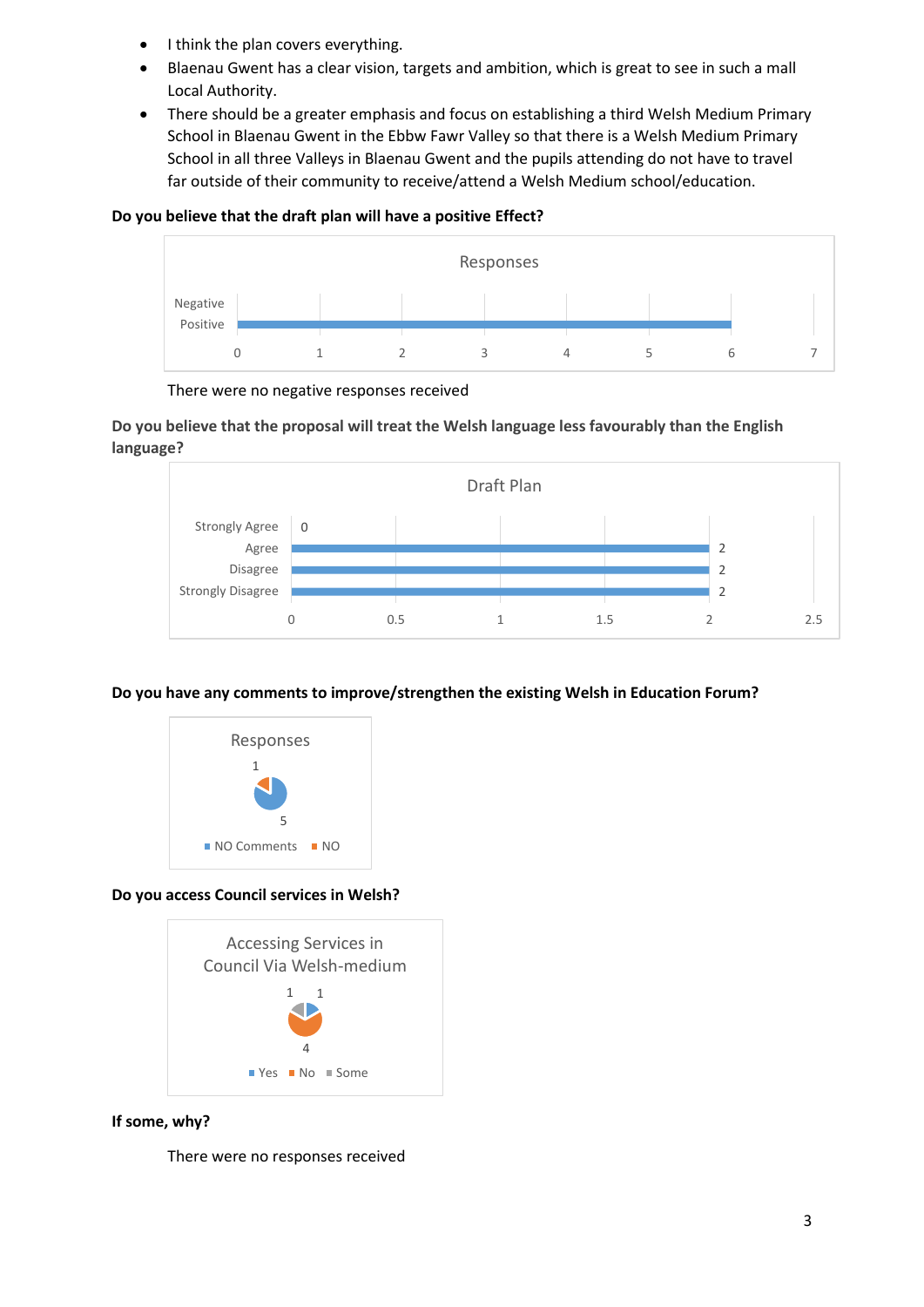- I think the plan covers everything.
- Blaenau Gwent has a clear vision, targets and ambition, which is great to see in such a mall Local Authority.
- There should be a greater emphasis and focus on establishing a third Welsh Medium Primary School in Blaenau Gwent in the Ebbw Fawr Valley so that there is a Welsh Medium Primary School in all three Valleys in Blaenau Gwent and the pupils attending do not have to travel far outside of their community to receive/attend a Welsh Medium school/education.

**Do you believe that the draft plan will have a positive Effect?**

Responses

| Response | Count |
|---|---|
| Negative | |
| Positive | 6 |

There were no negative responses received

**Do you believe that the proposal will treat the Welsh language less favourably than the English language?**

Draft Plan

| Response | Count |
|---|---|
| Strongly Agree | 0 |
| Agree | 2 |
| Disagree | 2 |
| Strongly Disagree | 2 |

**Do you have any comments to improve/strengthen the existing Welsh in Education Forum?**

Responses

| Response | Count |
|---|---|
| NO Comments | 5 |
| NO | 1 |

**Do you access Council services in Welsh?**

Accessing Services in Council Via Welsh-medium

| Response | Count |
|---|---|
| Yes | 1 |
| No | 4 |
| Some | 1 |

**If some, why?**

There were no responses received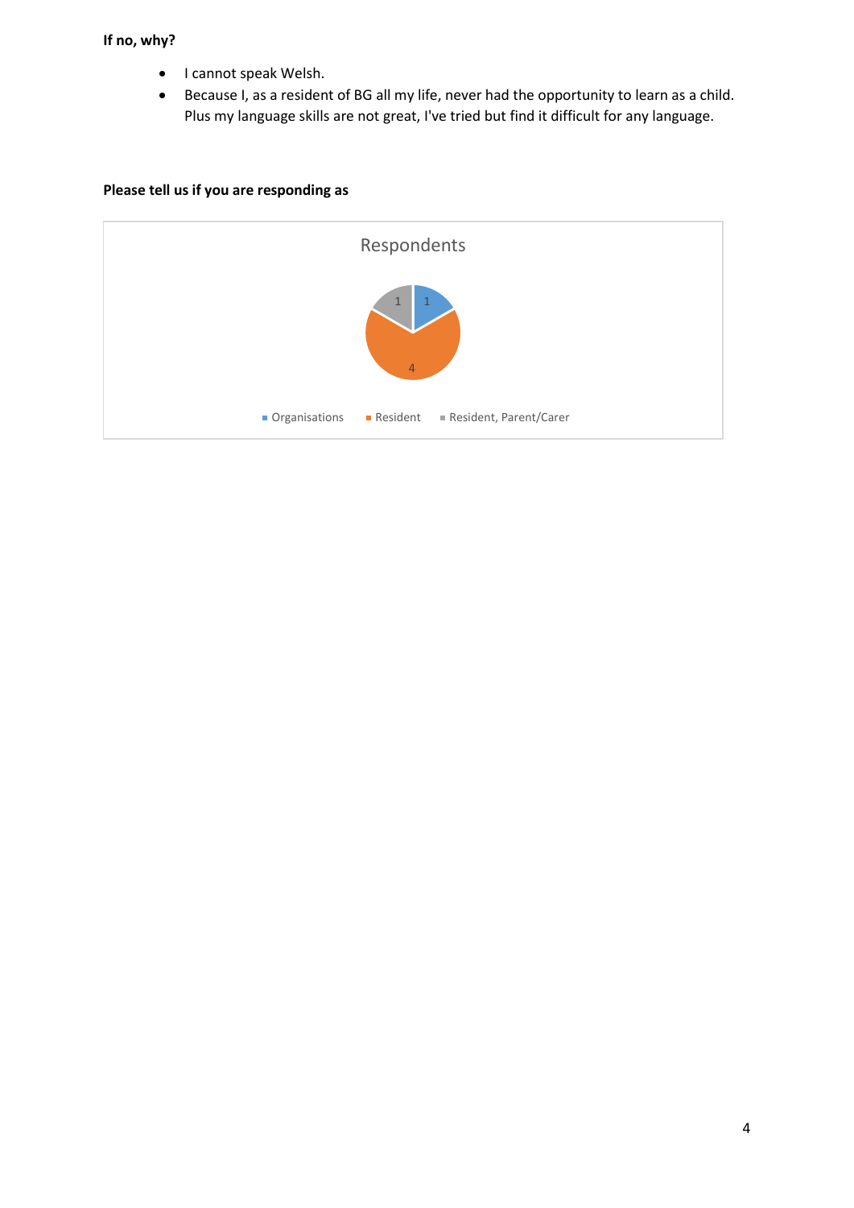**If no, why?**

- I cannot speak Welsh.
- Because I, as a resident of BG all my life, never had the opportunity to learn as a child. Plus my language skills are not great, I've tried but find it difficult for any language.

**Please tell us if you are responding as**

Respondents

1
1
4

Organisations
Resident
Resident, Parent/Carer